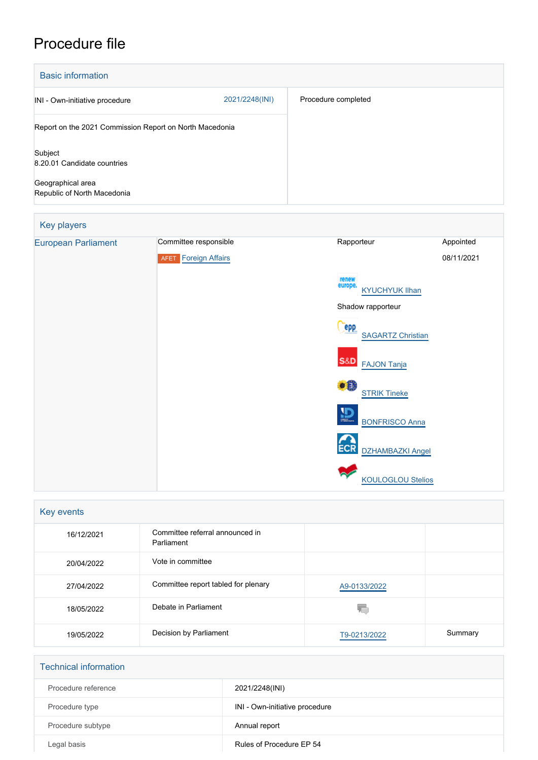# Procedure file

## Basic information

| | |
|---|---|
| INI - Own-initiative procedure 2021/2248(INI) | Procedure completed |
| Report on the 2021 Commission Report on North Macedonia | |
| Subject<br>8.20.01 Candidate countries | |
| Geographical area<br>Republic of North Macedonia | |

## Key players

| European Parliament | Committee responsible | Rapporteur | Appointed |
|---|---|---|---|
| | AFET Foreign Affairs | | 08/11/2021 |
| | | KYUCHYUK Ilhan | |
| | | Shadow rapporteur | |
| | | SAGARTZ Christian | |
| | | FAJON Tanja | |
| | | STRIK Tineke | |
| | | BONFRISCO Anna | |
| | | DZHAMBAZKI Angel | |
| | | KOULOGLOU Stelios | |

## Key events

| | | | |
|---|---|---|---|
| 16/12/2021 | Committee referral announced in Parliament | | |
| 20/04/2022 | Vote in committee | | |
| 27/04/2022 | Committee report tabled for plenary | A9-0133/2022 | |
| 18/05/2022 | Debate in Parliament | | |
| 19/05/2022 | Decision by Parliament | T9-0213/2022 | Summary |

## Technical information

| | |
|---|---|
| Procedure reference | 2021/2248(INI) |
| Procedure type | INI - Own-initiative procedure |
| Procedure subtype | Annual report |
| Legal basis | Rules of Procedure EP 54 |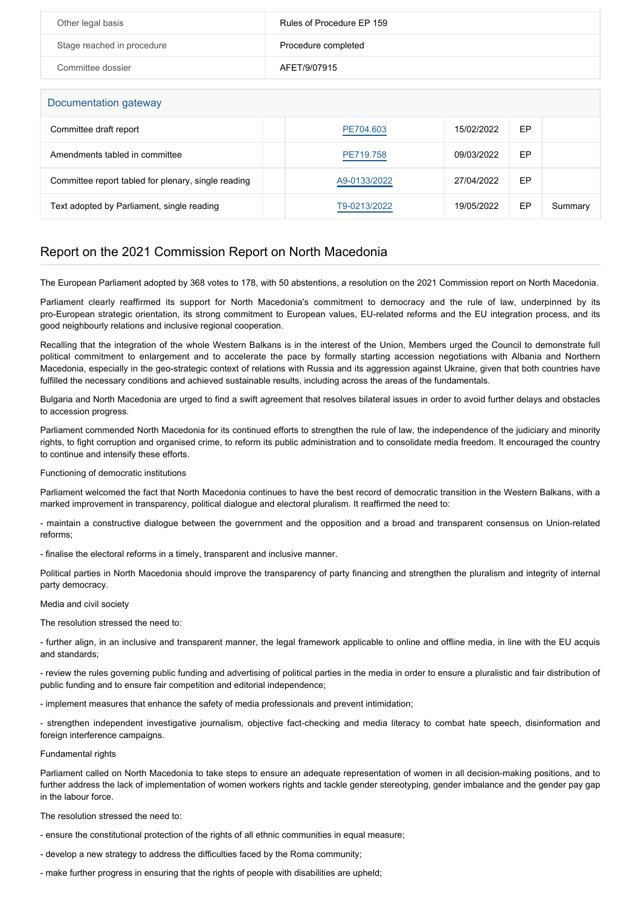| Other legal basis | Rules of Procedure EP 159 |
| --- | --- |
| Stage reached in procedure | Procedure completed |
| Committee dossier | AFET/9/07915 |

## Documentation gateway

| Document | | Reference | Date | | |
| --- | --- | --- | --- | --- | --- |
| Committee draft report | | PE704.603 | 15/02/2022 | EP | |
| Amendments tabled in committee | | PE719.758 | 09/03/2022 | EP | |
| Committee report tabled for plenary, single reading | | A9-0133/2022 | 27/04/2022 | EP | |
| Text adopted by Parliament, single reading | | T9-0213/2022 | 19/05/2022 | EP | Summary |

## Report on the 2021 Commission Report on North Macedonia

The European Parliament adopted by 368 votes to 178, with 50 abstentions, a resolution on the 2021 Commission report on North Macedonia.

Parliament clearly reaffirmed its support for North Macedonia's commitment to democracy and the rule of law, underpinned by its pro-European strategic orientation, its strong commitment to European values, EU-related reforms and the EU integration process, and its good neighbourly relations and inclusive regional cooperation.

Recalling that the integration of the whole Western Balkans is in the interest of the Union, Members urged the Council to demonstrate full political commitment to enlargement and to accelerate the pace by formally starting accession negotiations with Albania and Northern Macedonia, especially in the geo-strategic context of relations with Russia and its aggression against Ukraine, given that both countries have fulfilled the necessary conditions and achieved sustainable results, including across the areas of the fundamentals.

Bulgaria and North Macedonia are urged to find a swift agreement that resolves bilateral issues in order to avoid further delays and obstacles to accession progress.

Parliament commended North Macedonia for its continued efforts to strengthen the rule of law, the independence of the judiciary and minority rights, to fight corruption and organised crime, to reform its public administration and to consolidate media freedom. It encouraged the country to continue and intensify these efforts.

Functioning of democratic institutions

Parliament welcomed the fact that North Macedonia continues to have the best record of democratic transition in the Western Balkans, with a marked improvement in transparency, political dialogue and electoral pluralism. It reaffirmed the need to:

- maintain a constructive dialogue between the government and the opposition and a broad and transparent consensus on Union-related reforms;

- finalise the electoral reforms in a timely, transparent and inclusive manner.

Political parties in North Macedonia should improve the transparency of party financing and strengthen the pluralism and integrity of internal party democracy.

Media and civil society

The resolution stressed the need to:

- further align, in an inclusive and transparent manner, the legal framework applicable to online and offline media, in line with the EU acquis and standards;

- review the rules governing public funding and advertising of political parties in the media in order to ensure a pluralistic and fair distribution of public funding and to ensure fair competition and editorial independence;

- implement measures that enhance the safety of media professionals and prevent intimidation;

- strengthen independent investigative journalism, objective fact-checking and media literacy to combat hate speech, disinformation and foreign interference campaigns.

Fundamental rights

Parliament called on North Macedonia to take steps to ensure an adequate representation of women in all decision-making positions, and to further address the lack of implementation of women workers rights and tackle gender stereotyping, gender imbalance and the gender pay gap in the labour force.

The resolution stressed the need to:

- ensure the constitutional protection of the rights of all ethnic communities in equal measure;

- develop a new strategy to address the difficulties faced by the Roma community;

- make further progress in ensuring that the rights of people with disabilities are upheld;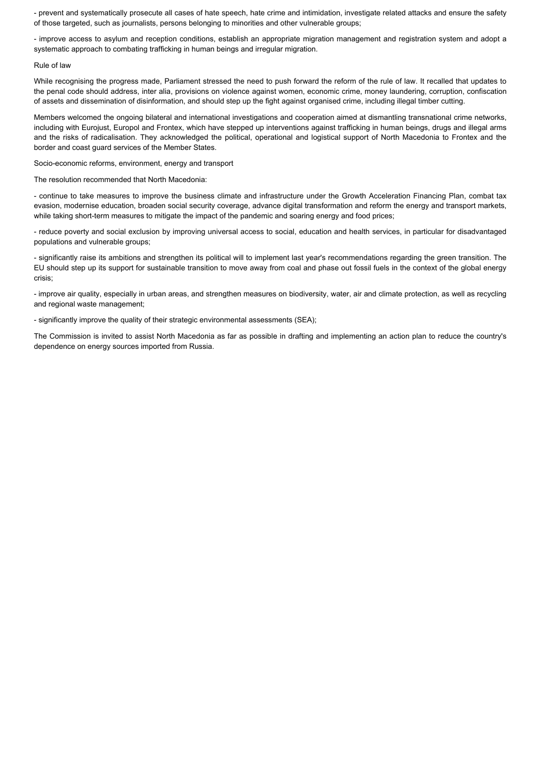- prevent and systematically prosecute all cases of hate speech, hate crime and intimidation, investigate related attacks and ensure the safety of those targeted, such as journalists, persons belonging to minorities and other vulnerable groups;

- improve access to asylum and reception conditions, establish an appropriate migration management and registration system and adopt a systematic approach to combating trafficking in human beings and irregular migration.

Rule of law

While recognising the progress made, Parliament stressed the need to push forward the reform of the rule of law. It recalled that updates to the penal code should address, inter alia, provisions on violence against women, economic crime, money laundering, corruption, confiscation of assets and dissemination of disinformation, and should step up the fight against organised crime, including illegal timber cutting.

Members welcomed the ongoing bilateral and international investigations and cooperation aimed at dismantling transnational crime networks, including with Eurojust, Europol and Frontex, which have stepped up interventions against trafficking in human beings, drugs and illegal arms and the risks of radicalisation. They acknowledged the political, operational and logistical support of North Macedonia to Frontex and the border and coast guard services of the Member States.

Socio-economic reforms, environment, energy and transport

The resolution recommended that North Macedonia:

- continue to take measures to improve the business climate and infrastructure under the Growth Acceleration Financing Plan, combat tax evasion, modernise education, broaden social security coverage, advance digital transformation and reform the energy and transport markets, while taking short-term measures to mitigate the impact of the pandemic and soaring energy and food prices;

- reduce poverty and social exclusion by improving universal access to social, education and health services, in particular for disadvantaged populations and vulnerable groups;

- significantly raise its ambitions and strengthen its political will to implement last year's recommendations regarding the green transition. The EU should step up its support for sustainable transition to move away from coal and phase out fossil fuels in the context of the global energy crisis;

- improve air quality, especially in urban areas, and strengthen measures on biodiversity, water, air and climate protection, as well as recycling and regional waste management;

- significantly improve the quality of their strategic environmental assessments (SEA);

The Commission is invited to assist North Macedonia as far as possible in drafting and implementing an action plan to reduce the country's dependence on energy sources imported from Russia.